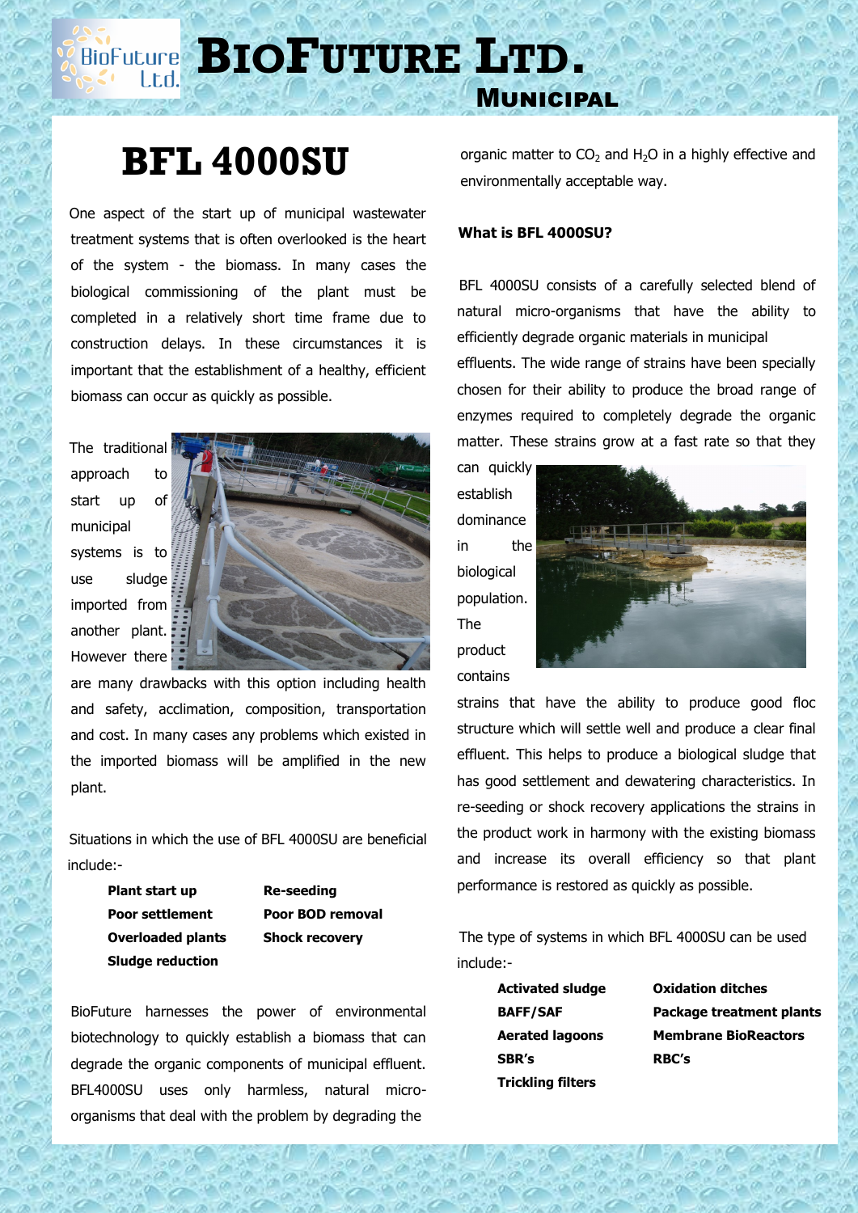# BioFuture Ltd.

## Municipal

# BFL 4000SU

One aspect of the start up of municipal wastewater treatment systems that is often overlooked is the heart of the system - the biomass. In many cases the biological commissioning of the plant must be completed in a relatively short time frame due to construction delays. In these circumstances it is important that the establishment of a healthy, efficient biomass can occur as quickly as possible.

The traditional approach to start up of municipal systems is to use sludge imported from another plant. However there are many drawbacks with this option including health and safety, acclimation, composition, transportation and cost. In many cases any problems which existed in the imported biomass will be amplified in the new plant.

Situations in which the use of BFL 4000SU are beneficial include:-

| | |
|---|---|
| **Plant start up** | **Re-seeding** |
| **Poor settlement** | **Poor BOD removal** |
| **Overloaded plants** | **Shock recovery** |
| **Sludge reduction** | |

BioFuture harnesses the power of environmental biotechnology to quickly establish a biomass that can degrade the organic components of municipal effluent. BFL4000SU uses only harmless, natural micro-organisms that deal with the problem by degrading the organic matter to $CO_2$ and $H_2O$ in a highly effective and environmentally acceptable way.

**What is BFL 4000SU?**

BFL 4000SU consists of a carefully selected blend of natural micro-organisms that have the ability to efficiently degrade organic materials in municipal effluents. The wide range of strains have been specially chosen for their ability to produce the broad range of enzymes required to completely degrade the organic matter. These strains grow at a fast rate so that they can quickly establish dominance in the biological population. The product contains strains that have the ability to produce good floc structure which will settle well and produce a clear final effluent. This helps to produce a biological sludge that has good settlement and dewatering characteristics. In re-seeding or shock recovery applications the strains in the product work in harmony with the existing biomass and increase its overall efficiency so that plant performance is restored as quickly as possible.

The type of systems in which BFL 4000SU can be used include:-

| | |
|---|---|
| **Activated sludge** | **Oxidation ditches** |
| **BAFF/SAF** | **Package treatment plants** |
| **Aerated lagoons** | **Membrane BioReactors** |
| **SBR's** | **RBC's** |
| **Trickling filters** | |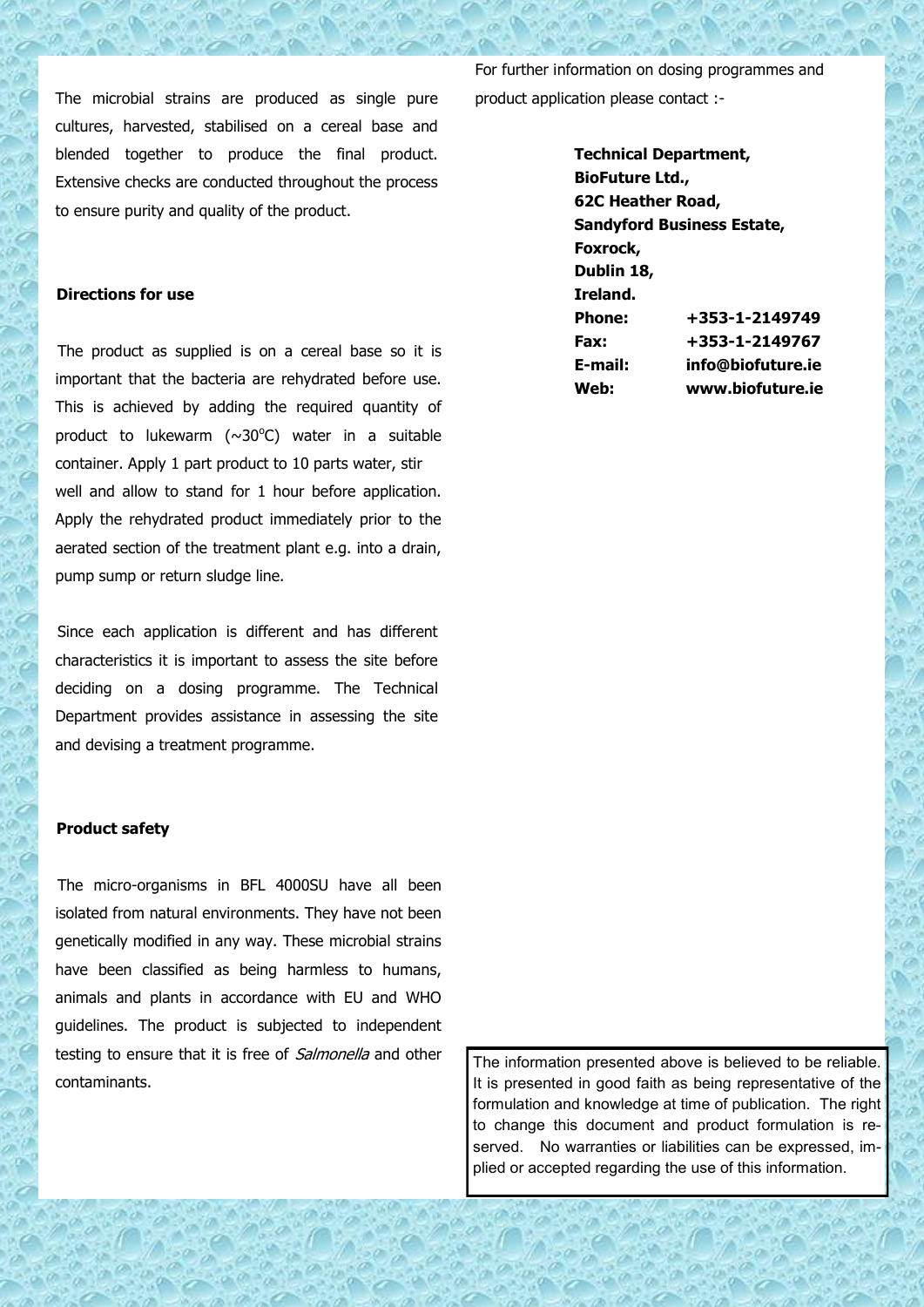The microbial strains are produced as single pure cultures, harvested, stabilised on a cereal base and blended together to produce the final product. Extensive checks are conducted throughout the process to ensure purity and quality of the product.

**Directions for use**

The product as supplied is on a cereal base so it is important that the bacteria are rehydrated before use. This is achieved by adding the required quantity of product to lukewarm (~30°C) water in a suitable container. Apply 1 part product to 10 parts water, stir well and allow to stand for 1 hour before application. Apply the rehydrated product immediately prior to the aerated section of the treatment plant e.g. into a drain, pump sump or return sludge line.

Since each application is different and has different characteristics it is important to assess the site before deciding on a dosing programme. The Technical Department provides assistance in assessing the site and devising a treatment programme.

**Product safety**

The micro-organisms in BFL 4000SU have all been isolated from natural environments. They have not been genetically modified in any way. These microbial strains have been classified as being harmless to humans, animals and plants in accordance with EU and WHO guidelines. The product is subjected to independent testing to ensure that it is free of *Salmonella* and other contaminants.

For further information on dosing programmes and product application please contact :-

**Technical Department,**
**BioFuture Ltd.,**
**62C Heather Road,**
**Sandyford Business Estate,**
**Foxrock,**
**Dublin 18,**
**Ireland.**

| | |
|---|---|
| **Phone:** | **+353-1-2149749** |
| **Fax:** | **+353-1-2149767** |
| **E-mail:** | **info@biofuture.ie** |
| **Web:** | **www.biofuture.ie** |

The information presented above is believed to be reliable. It is presented in good faith as being representative of the formulation and knowledge at time of publication. The right to change this document and product formulation is reserved. No warranties or liabilities can be expressed, implied or accepted regarding the use of this information.